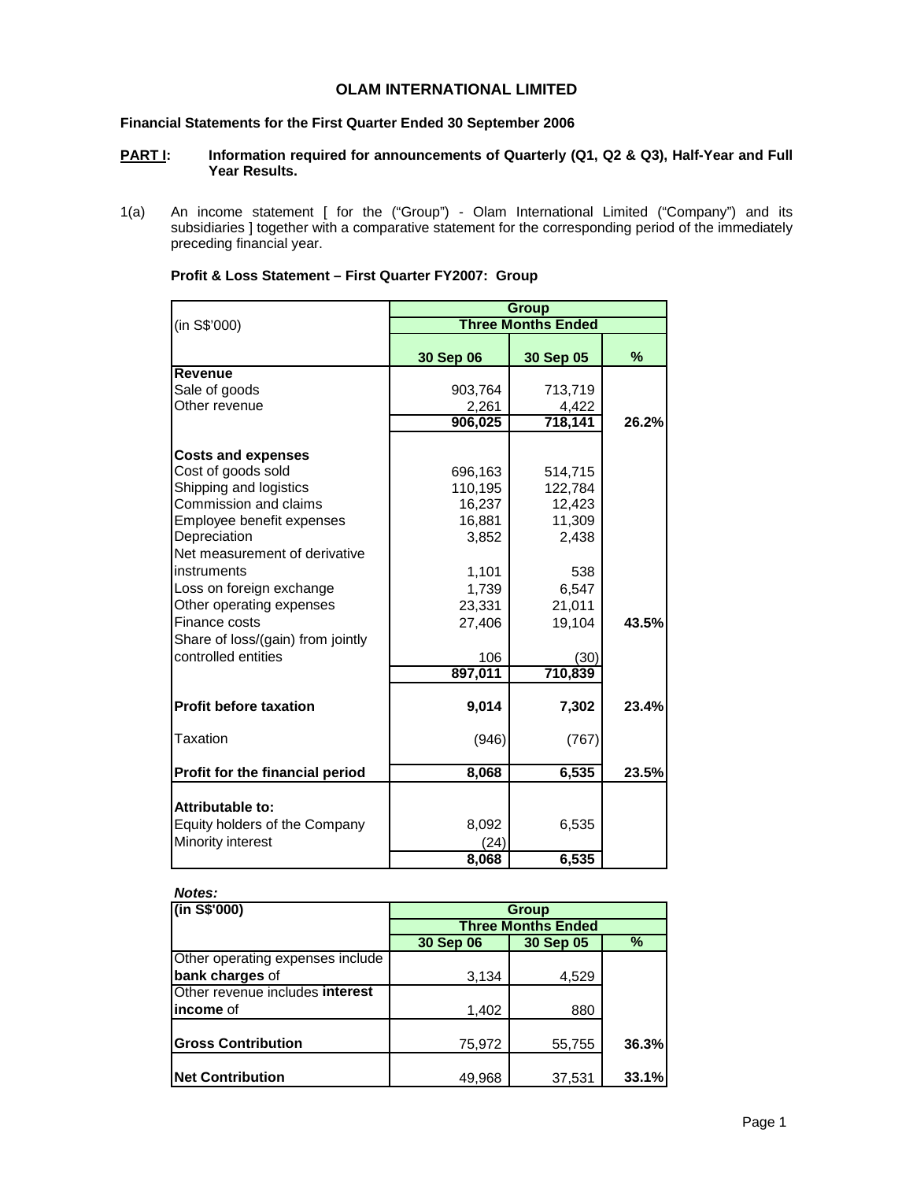# OLAM INTERNATIONAL LIMITED

**Financial Statements for the First Quarter Ended 30 September 2006**

**PART I:** **Information required for announcements of Quarterly (Q1, Q2 & Q3), Half-Year and Full Year Results.**

1(a) An income statement [ for the ("Group") - Olam International Limited ("Company") and its subsidiaries ] together with a comparative statement for the corresponding period of the immediately preceding financial year.

**Profit & Loss Statement – First Quarter FY2007: Group**

| (in S$'000) | Group | | |
|---|---|---|---|
| | Three Months Ended | | |
| | 30 Sep 06 | 30 Sep 05 | % |
| **Revenue** | | | |
| Sale of goods | 903,764 | 713,719 | |
| Other revenue | 2,261 | 4,422 | |
| | **906,025** | **718,141** | **26.2%** |
| **Costs and expenses** | | | |
| Cost of goods sold | 696,163 | 514,715 | |
| Shipping and logistics | 110,195 | 122,784 | |
| Commission and claims | 16,237 | 12,423 | |
| Employee benefit expenses | 16,881 | 11,309 | |
| Depreciation | 3,852 | 2,438 | |
| Net measurement of derivative instruments | 1,101 | 538 | |
| Loss on foreign exchange | 1,739 | 6,547 | |
| Other operating expenses | 23,331 | 21,011 | |
| Finance costs | 27,406 | 19,104 | **43.5%** |
| Share of loss/(gain) from jointly controlled entities | 106 | (30) | |
| | **897,011** | **710,839** | |
| **Profit before taxation** | **9,014** | **7,302** | **23.4%** |
| Taxation | (946) | (767) | |
| **Profit for the financial period** | **8,068** | **6,535** | **23.5%** |
| **Attributable to:** | | | |
| Equity holders of the Company | 8,092 | 6,535 | |
| Minority interest | (24) | | |
| | **8,068** | **6,535** | |

***Notes:***

| (in S$'000) | Group | | |
|---|---|---|---|
| | Three Months Ended | | |
| | 30 Sep 06 | 30 Sep 05 | % |
| Other operating expenses include **bank charges** of | 3,134 | 4,529 | |
| Other revenue includes **interest income** of | 1,402 | 880 | |
| **Gross Contribution** | 75,972 | 55,755 | **36.3%** |
| **Net Contribution** | 49,968 | 37,531 | **33.1%** |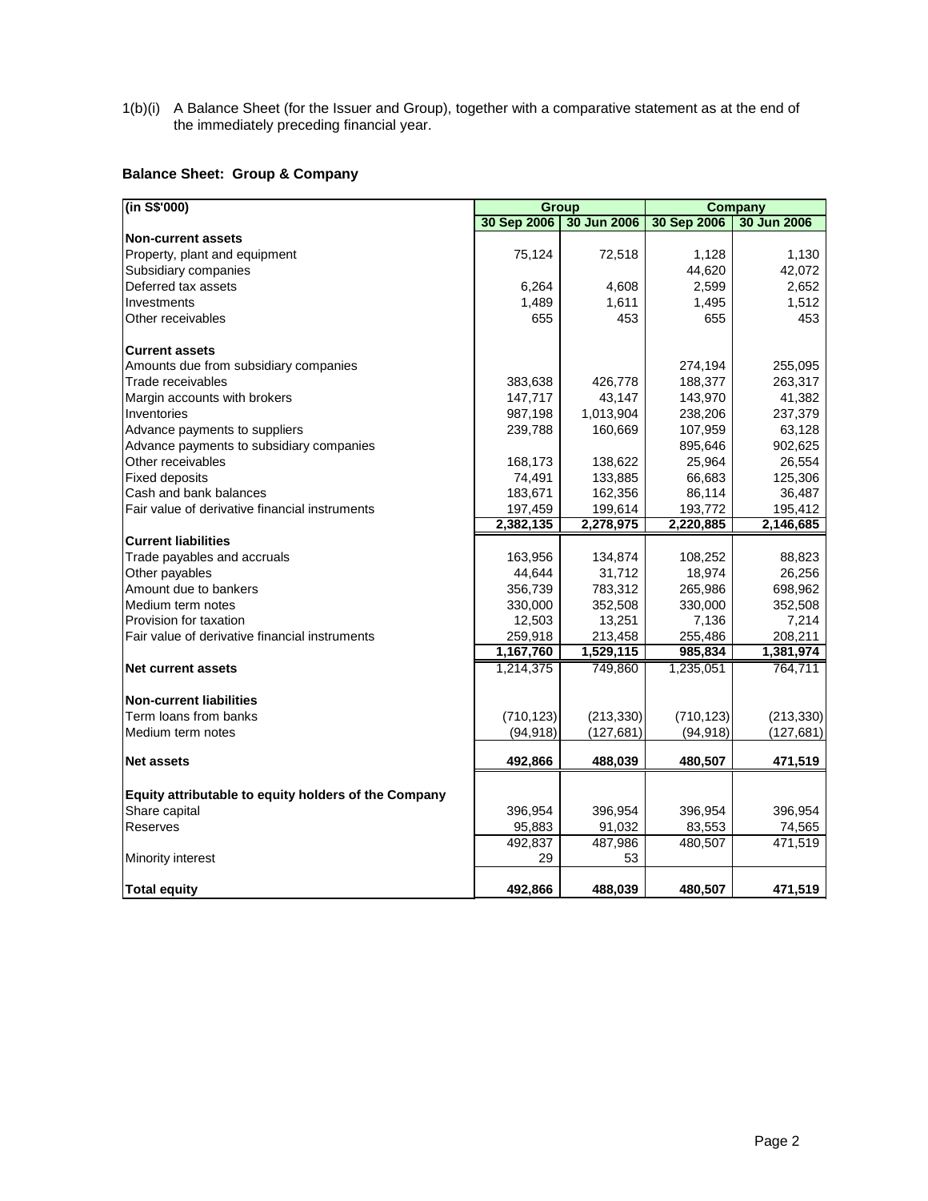1(b)(i) A Balance Sheet (for the Issuer and Group), together with a comparative statement as at the end of the immediately preceding financial year.

**Balance Sheet: Group & Company**

| (in S$'000) | Group | | Company | |
|---|---|---|---|---|
| | 30 Sep 2006 | 30 Jun 2006 | 30 Sep 2006 | 30 Jun 2006 |
| **Non-current assets** | | | | |
| Property, plant and equipment | 75,124 | 72,518 | 1,128 | 1,130 |
| Subsidiary companies | | | 44,620 | 42,072 |
| Deferred tax assets | 6,264 | 4,608 | 2,599 | 2,652 |
| Investments | 1,489 | 1,611 | 1,495 | 1,512 |
| Other receivables | 655 | 453 | 655 | 453 |
| **Current assets** | | | | |
| Amounts due from subsidiary companies | | | 274,194 | 255,095 |
| Trade receivables | 383,638 | 426,778 | 188,377 | 263,317 |
| Margin accounts with brokers | 147,717 | 43,147 | 143,970 | 41,382 |
| Inventories | 987,198 | 1,013,904 | 238,206 | 237,379 |
| Advance payments to suppliers | 239,788 | 160,669 | 107,959 | 63,128 |
| Advance payments to subsidiary companies | | | 895,646 | 902,625 |
| Other receivables | 168,173 | 138,622 | 25,964 | 26,554 |
| Fixed deposits | 74,491 | 133,885 | 66,683 | 125,306 |
| Cash and bank balances | 183,671 | 162,356 | 86,114 | 36,487 |
| Fair value of derivative financial instruments | 197,459 | 199,614 | 193,772 | 195,412 |
| | **2,382,135** | **2,278,975** | **2,220,885** | **2,146,685** |
| **Current liabilities** | | | | |
| Trade payables and accruals | 163,956 | 134,874 | 108,252 | 88,823 |
| Other payables | 44,644 | 31,712 | 18,974 | 26,256 |
| Amount due to bankers | 356,739 | 783,312 | 265,986 | 698,962 |
| Medium term notes | 330,000 | 352,508 | 330,000 | 352,508 |
| Provision for taxation | 12,503 | 13,251 | 7,136 | 7,214 |
| Fair value of derivative financial instruments | 259,918 | 213,458 | 255,486 | 208,211 |
| | **1,167,760** | **1,529,115** | **985,834** | **1,381,974** |
| **Net current assets** | 1,214,375 | 749,860 | 1,235,051 | 764,711 |
| **Non-current liabilities** | | | | |
| Term loans from banks | (710,123) | (213,330) | (710,123) | (213,330) |
| Medium term notes | (94,918) | (127,681) | (94,918) | (127,681) |
| **Net assets** | **492,866** | **488,039** | **480,507** | **471,519** |
| **Equity attributable to equity holders of the Company** | | | | |
| Share capital | 396,954 | 396,954 | 396,954 | 396,954 |
| Reserves | 95,883 | 91,032 | 83,553 | 74,565 |
| | 492,837 | 487,986 | 480,507 | 471,519 |
| Minority interest | 29 | 53 | | |
| **Total equity** | **492,866** | **488,039** | **480,507** | **471,519** |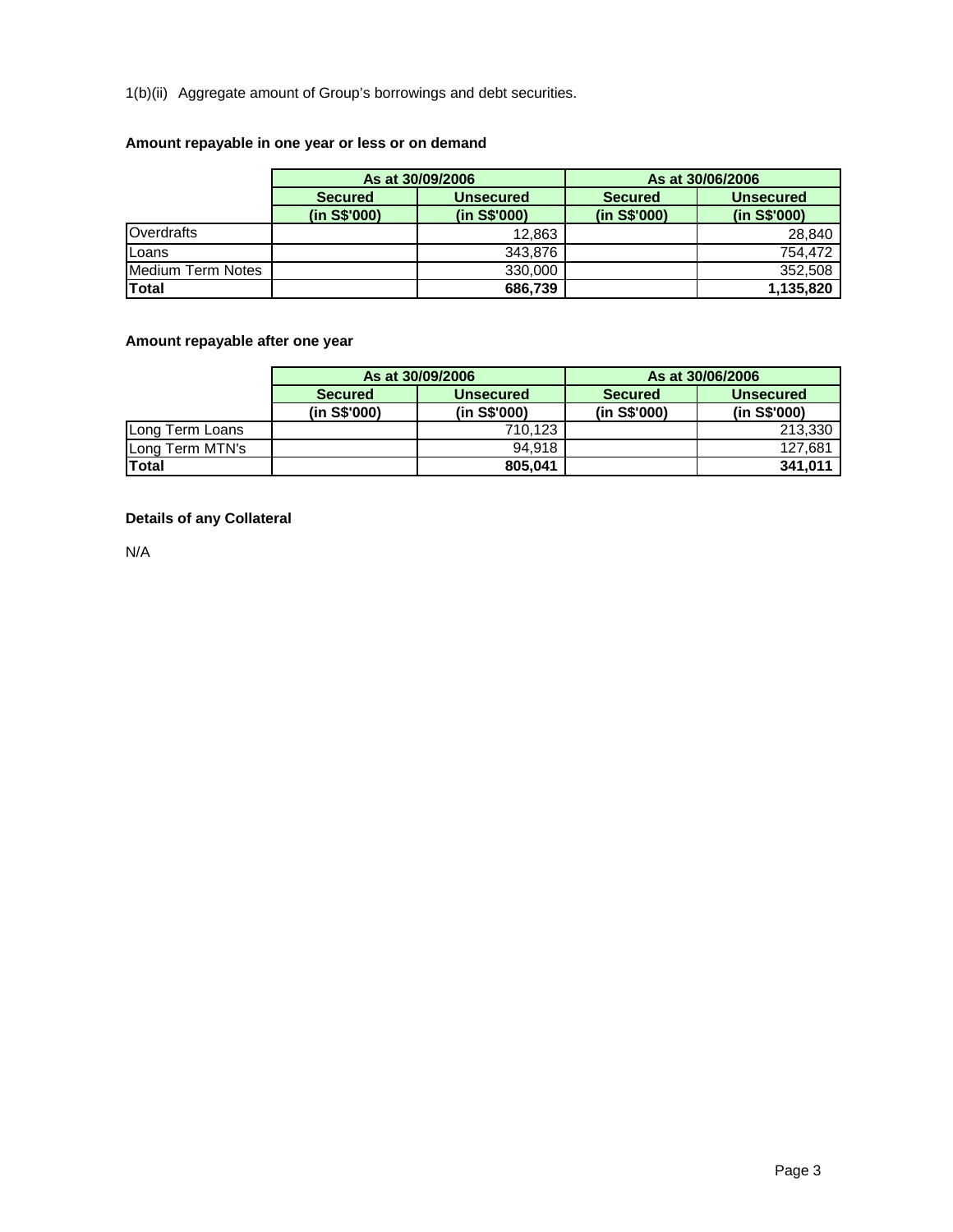1(b)(ii) Aggregate amount of Group's borrowings and debt securities.

**Amount repayable in one year or less or on demand**

| | As at 30/09/2006 | | As at 30/06/2006 | |
|---|---|---|---|---|
| | **Secured** | **Unsecured** | **Secured** | **Unsecured** |
| | **(in S$'000)** | **(in S$'000)** | **(in S$'000)** | **(in S$'000)** |
| Overdrafts | | 12,863 | | 28,840 |
| Loans | | 343,876 | | 754,472 |
| Medium Term Notes | | 330,000 | | 352,508 |
| **Total** | | **686,739** | | **1,135,820** |

**Amount repayable after one year**

| | As at 30/09/2006 | | As at 30/06/2006 | |
|---|---|---|---|---|
| | **Secured** | **Unsecured** | **Secured** | **Unsecured** |
| | **(in S$'000)** | **(in S$'000)** | **(in S$'000)** | **(in S$'000)** |
| Long Term Loans | | 710,123 | | 213,330 |
| Long Term MTN's | | 94,918 | | 127,681 |
| **Total** | | **805,041** | | **341,011** |

**Details of any Collateral**

N/A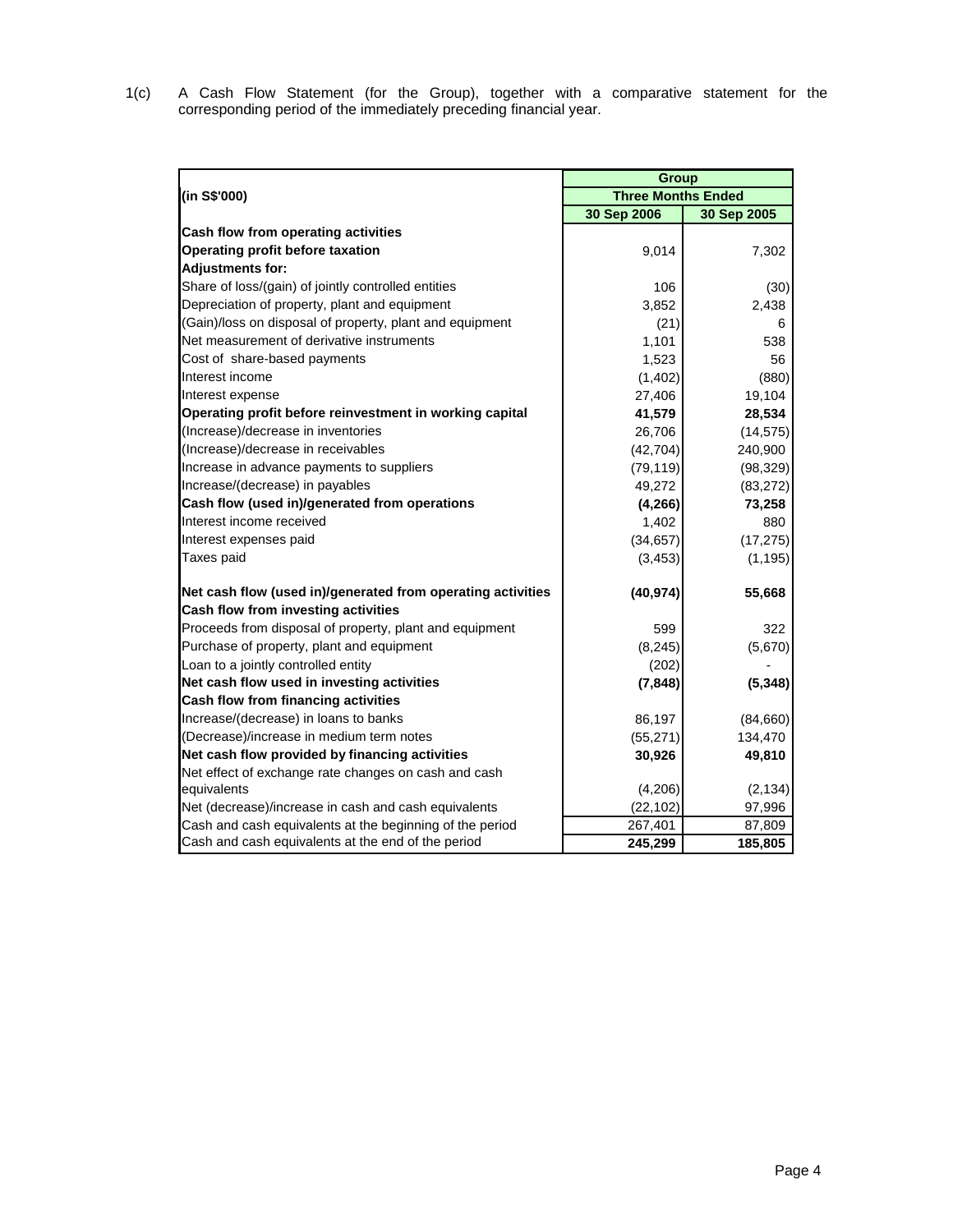1(c) A Cash Flow Statement (for the Group), together with a comparative statement for the corresponding period of the immediately preceding financial year.

| (in S$'000) | Group | |
|---|---|---|
| | Three Months Ended | |
| | 30 Sep 2006 | 30 Sep 2005 |
| **Cash flow from operating activities** | | |
| **Operating profit before taxation** | 9,014 | 7,302 |
| **Adjustments for:** | | |
| Share of loss/(gain) of jointly controlled entities | 106 | (30) |
| Depreciation of property, plant and equipment | 3,852 | 2,438 |
| (Gain)/loss on disposal of property, plant and equipment | (21) | 6 |
| Net measurement of derivative instruments | 1,101 | 538 |
| Cost of share-based payments | 1,523 | 56 |
| Interest income | (1,402) | (880) |
| Interest expense | 27,406 | 19,104 |
| **Operating profit before reinvestment in working capital** | **41,579** | **28,534** |
| (Increase)/decrease in inventories | 26,706 | (14,575) |
| (Increase)/decrease in receivables | (42,704) | 240,900 |
| Increase in advance payments to suppliers | (79,119) | (98,329) |
| Increase/(decrease) in payables | 49,272 | (83,272) |
| **Cash flow (used in)/generated from operations** | **(4,266)** | **73,258** |
| Interest income received | 1,402 | 880 |
| Interest expenses paid | (34,657) | (17,275) |
| Taxes paid | (3,453) | (1,195) |
| **Net cash flow (used in)/generated from operating activities** | **(40,974)** | **55,668** |
| **Cash flow from investing activities** | | |
| Proceeds from disposal of property, plant and equipment | 599 | 322 |
| Purchase of property, plant and equipment | (8,245) | (5,670) |
| Loan to a jointly controlled entity | (202) | - |
| **Net cash flow used in investing activities** | **(7,848)** | **(5,348)** |
| **Cash flow from financing activities** | | |
| Increase/(decrease) in loans to banks | 86,197 | (84,660) |
| (Decrease)/increase in medium term notes | (55,271) | 134,470 |
| **Net cash flow provided by financing activities** | **30,926** | **49,810** |
| Net effect of exchange rate changes on cash and cash equivalents | (4,206) | (2,134) |
| Net (decrease)/increase in cash and cash equivalents | (22,102) | 97,996 |
| Cash and cash equivalents at the beginning of the period | 267,401 | 87,809 |
| Cash and cash equivalents at the end of the period | **245,299** | **185,805** |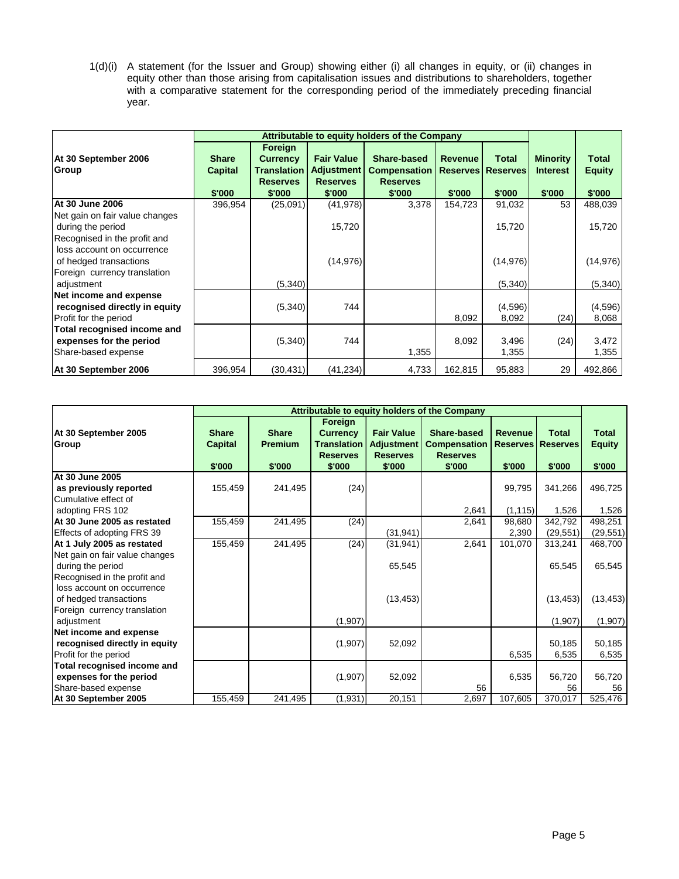1(d)(i) A statement (for the Issuer and Group) showing either (i) all changes in equity, or (ii) changes in equity other than those arising from capitalisation issues and distributions to shareholders, together with a comparative statement for the corresponding period of the immediately preceding financial year.

| At 30 September 2006 Group | Attributable to equity holders of the Company | | | | | | | |
|---|---|---|---|---|---|---|---|---|
| | Share Capital | Foreign Currency Translation Reserves | Fair Value Adjustment Reserves | Share-based Compensation Reserves | Revenue Reserves | Total Reserves | Minority Interest | Total Equity |
| | $'000 | $'000 | $'000 | $'000 | $'000 | $'000 | $'000 | $'000 |
| **At 30 June 2006** | 396,954 | (25,091) | (41,978) | 3,378 | 154,723 | 91,032 | 53 | 488,039 |
| Net gain on fair value changes during the period | | | 15,720 | | | 15,720 | | 15,720 |
| Recognised in the profit and loss account on occurrence of hedged transactions | | | (14,976) | | | (14,976) | | (14,976) |
| Foreign currency translation adjustment | | (5,340) | | | | (5,340) | | (5,340) |
| **Net income and expense recognised directly in equity** | | (5,340) | 744 | | | (4,596) | | (4,596) |
| Profit for the period | | | | | 8,092 | 8,092 | (24) | 8,068 |
| **Total recognised income and expenses for the period** | | (5,340) | 744 | | 8,092 | 3,496 | (24) | 3,472 |
| Share-based expense | | | | 1,355 | | 1,355 | | 1,355 |
| **At 30 September 2006** | 396,954 | (30,431) | (41,234) | 4,733 | 162,815 | 95,883 | 29 | 492,866 |

| At 30 September 2005 Group | Attributable to equity holders of the Company | | | | | | | |
|---|---|---|---|---|---|---|---|---|
| | Share Capital | Share Premium | Foreign Currency Translation Reserves | Fair Value Adjustment Reserves | Share-based Compensation Reserves | Revenue Reserves | Total Reserves | Total Equity |
| | $'000 | $'000 | $'000 | $'000 | $'000 | $'000 | $'000 | $'000 |
| **At 30 June 2005 as previously reported** | 155,459 | 241,495 | (24) | | | 99,795 | 341,266 | 496,725 |
| Cumulative effect of adopting FRS 102 | | | | | 2,641 | (1,115) | 1,526 | 1,526 |
| **At 30 June 2005 as restated** | 155,459 | 241,495 | (24) | | 2,641 | 98,680 | 342,792 | 498,251 |
| Effects of adopting FRS 39 | | | | (31,941) | | 2,390 | (29,551) | (29,551) |
| **At 1 July 2005 as restated** | 155,459 | 241,495 | (24) | (31,941) | 2,641 | 101,070 | 313,241 | 468,700 |
| Net gain on fair value changes during the period | | | | 65,545 | | | 65,545 | 65,545 |
| Recognised in the profit and loss account on occurrence of hedged transactions | | | | (13,453) | | | (13,453) | (13,453) |
| Foreign currency translation adjustment | | | (1,907) | | | | (1,907) | (1,907) |
| **Net income and expense recognised directly in equity** | | | (1,907) | 52,092 | | | 50,185 | 50,185 |
| Profit for the period | | | | | | 6,535 | 6,535 | 6,535 |
| **Total recognised income and expenses for the period** | | | (1,907) | 52,092 | | 6,535 | 56,720 | 56,720 |
| Share-based expense | | | | | 56 | | 56 | 56 |
| **At 30 September 2005** | 155,459 | 241,495 | (1,931) | 20,151 | 2,697 | 107,605 | 370,017 | 525,476 |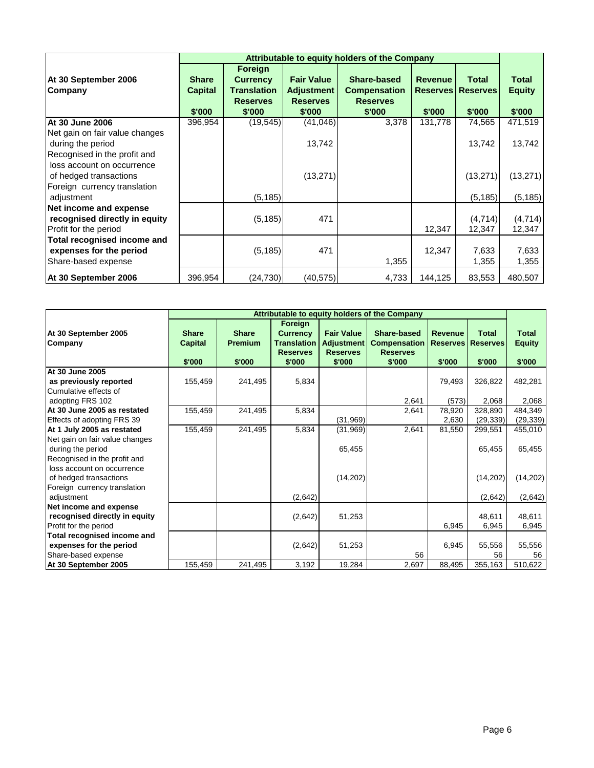| At 30 September 2006 Company | Attributable to equity holders of the Company | | | | | | |
|---|---|---|---|---|---|---|---|
| | Share Capital | Foreign Currency Translation Reserves | Fair Value Adjustment Reserves | Share-based Compensation Reserves | Revenue Reserves | Total Reserves | Total Equity |
| | $'000 | $'000 | $'000 | $'000 | $'000 | $'000 | $'000 |
| **At 30 June 2006** | 396,954 | (19,545) | (41,046) | 3,378 | 131,778 | 74,565 | 471,519 |
| Net gain on fair value changes during the period | | | 13,742 | | | 13,742 | 13,742 |
| Recognised in the profit and loss account on occurrence of hedged transactions | | | (13,271) | | | (13,271) | (13,271) |
| Foreign currency translation adjustment | | (5,185) | | | | (5,185) | (5,185) |
| **Net income and expense recognised directly in equity** | | (5,185) | 471 | | | (4,714) | (4,714) |
| Profit for the period | | | | | 12,347 | 12,347 | 12,347 |
| **Total recognised income and expenses for the period** | | (5,185) | 471 | | 12,347 | 7,633 | 7,633 |
| Share-based expense | | | | 1,355 | | 1,355 | 1,355 |
| **At 30 September 2006** | 396,954 | (24,730) | (40,575) | 4,733 | 144,125 | 83,553 | 480,507 |

| At 30 September 2005 Company | Attributable to equity holders of the Company | | | | | | | |
|---|---|---|---|---|---|---|---|---|
| | Share Capital | Share Premium | Foreign Currency Translation Reserves | Fair Value Adjustment Reserves | Share-based Compensation Reserves | Revenue Reserves | Total Reserves | Total Equity |
| | $'000 | $'000 | $'000 | $'000 | $'000 | $'000 | $'000 | $'000 |
| **At 30 June 2005 as previously reported** | 155,459 | 241,495 | 5,834 | | | 79,493 | 326,822 | 482,281 |
| Cumulative effects of adopting FRS 102 | | | | | 2,641 | (573) | 2,068 | 2,068 |
| **At 30 June 2005 as restated** | 155,459 | 241,495 | 5,834 | | 2,641 | 78,920 | 328,890 | 484,349 |
| Effects of adopting FRS 39 | | | | (31,969) | | 2,630 | (29,339) | (29,339) |
| **At 1 July 2005 as restated** | 155,459 | 241,495 | 5,834 | (31,969) | 2,641 | 81,550 | 299,551 | 455,010 |
| Net gain on fair value changes during the period | | | | 65,455 | | | 65,455 | 65,455 |
| Recognised in the profit and loss account on occurrence of hedged transactions | | | | (14,202) | | | (14,202) | (14,202) |
| Foreign currency translation adjustment | | | (2,642) | | | | (2,642) | (2,642) |
| **Net income and expense recognised directly in equity** | | | (2,642) | 51,253 | | | 48,611 | 48,611 |
| Profit for the period | | | | | | 6,945 | 6,945 | 6,945 |
| **Total recognised income and expenses for the period** | | | (2,642) | 51,253 | | 6,945 | 55,556 | 55,556 |
| Share-based expense | | | | | 56 | | 56 | 56 |
| **At 30 September 2005** | 155,459 | 241,495 | 3,192 | 19,284 | 2,697 | 88,495 | 355,163 | 510,622 |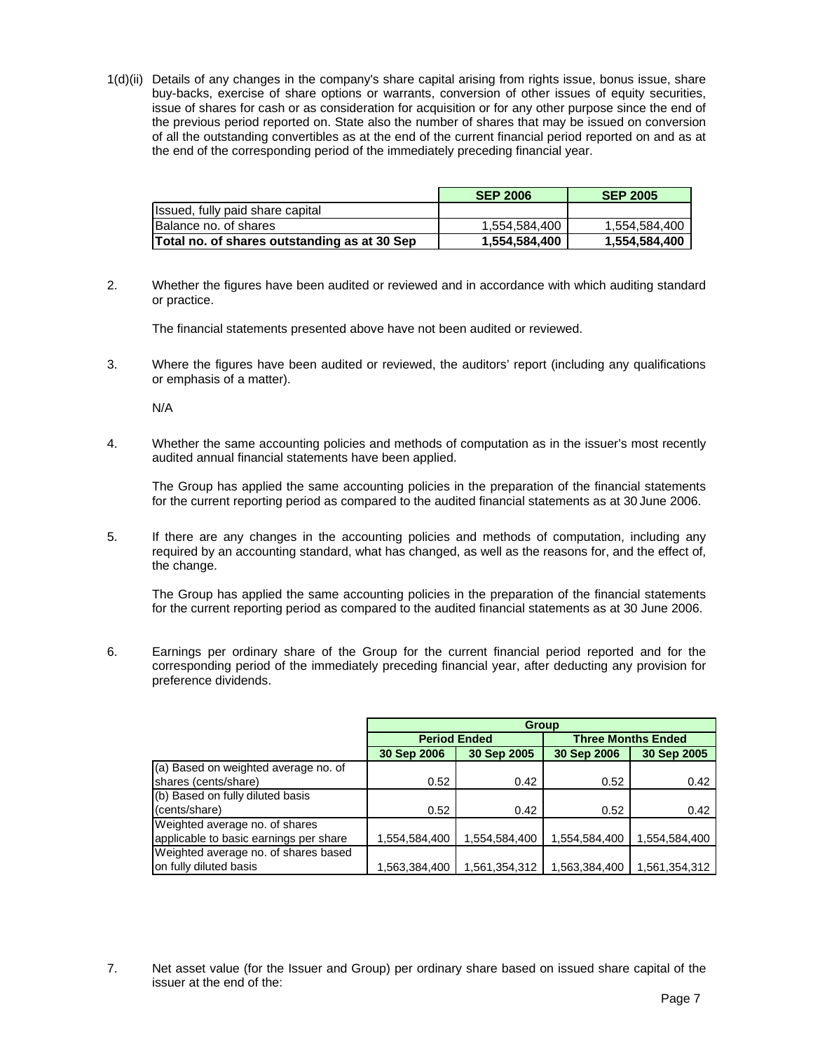1(d)(ii) Details of any changes in the company's share capital arising from rights issue, bonus issue, share buy-backs, exercise of share options or warrants, conversion of other issues of equity securities, issue of shares for cash or as consideration for acquisition or for any other purpose since the end of the previous period reported on. State also the number of shares that may be issued on conversion of all the outstanding convertibles as at the end of the current financial period reported on and as at the end of the corresponding period of the immediately preceding financial year.

| | SEP 2006 | SEP 2005 |
|---|---|---|
| Issued, fully paid share capital | | |
| Balance no. of shares | 1,554,584,400 | 1,554,584,400 |
| **Total no. of shares outstanding as at 30 Sep** | **1,554,584,400** | **1,554,584,400** |

2. Whether the figures have been audited or reviewed and in accordance with which auditing standard or practice.

   The financial statements presented above have not been audited or reviewed.

3. Where the figures have been audited or reviewed, the auditors' report (including any qualifications or emphasis of a matter).

   N/A

4. Whether the same accounting policies and methods of computation as in the issuer's most recently audited annual financial statements have been applied.

   The Group has applied the same accounting policies in the preparation of the financial statements for the current reporting period as compared to the audited financial statements as at 30 June 2006.

5. If there are any changes in the accounting policies and methods of computation, including any required by an accounting standard, what has changed, as well as the reasons for, and the effect of, the change.

   The Group has applied the same accounting policies in the preparation of the financial statements for the current reporting period as compared to the audited financial statements as at 30 June 2006.

6. Earnings per ordinary share of the Group for the current financial period reported and for the corresponding period of the immediately preceding financial year, after deducting any provision for preference dividends.

| | Group | | | |
|---|---|---|---|---|
| | Period Ended | | Three Months Ended | |
| | 30 Sep 2006 | 30 Sep 2005 | 30 Sep 2006 | 30 Sep 2005 |
| (a) Based on weighted average no. of shares (cents/share) | 0.52 | 0.42 | 0.52 | 0.42 |
| (b) Based on fully diluted basis (cents/share) | 0.52 | 0.42 | 0.52 | 0.42 |
| Weighted average no. of shares applicable to basic earnings per share | 1,554,584,400 | 1,554,584,400 | 1,554,584,400 | 1,554,584,400 |
| Weighted average no. of shares based on fully diluted basis | 1,563,384,400 | 1,561,354,312 | 1,563,384,400 | 1,561,354,312 |

7. Net asset value (for the Issuer and Group) per ordinary share based on issued share capital of the issuer at the end of the: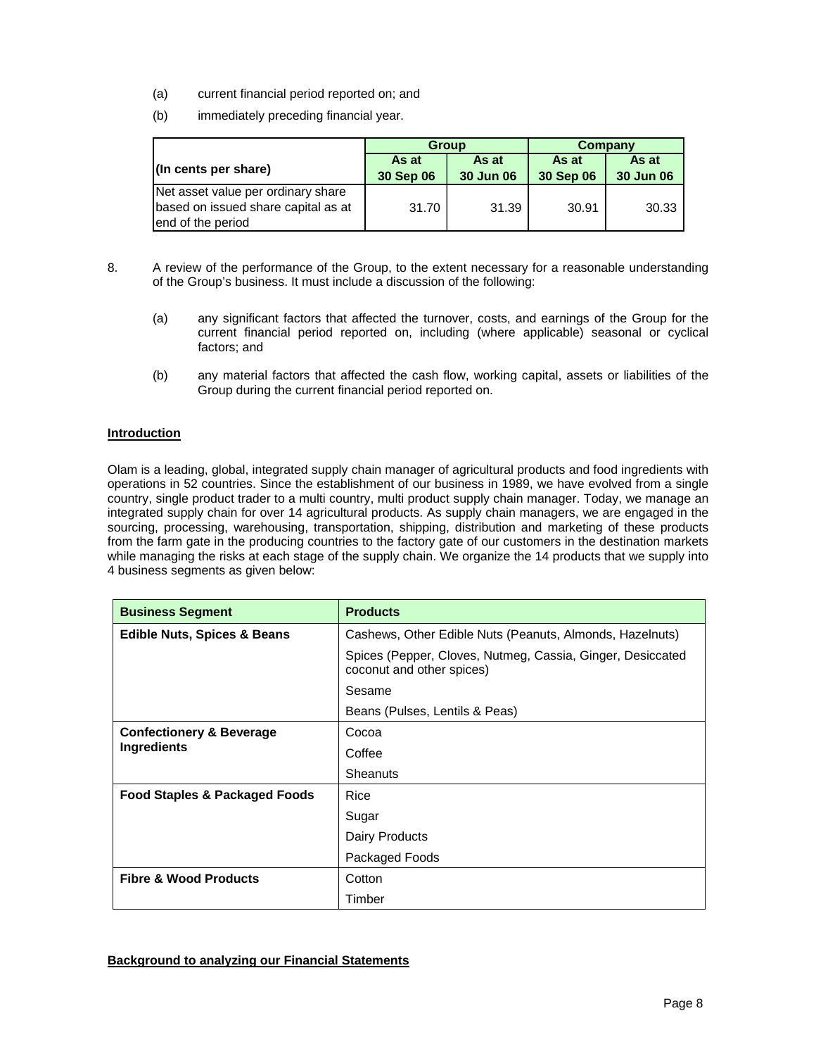(a) current financial period reported on; and

(b) immediately preceding financial year.

| (In cents per share) | Group | | Company | |
|---|---|---|---|---|
| | As at 30 Sep 06 | As at 30 Jun 06 | As at 30 Sep 06 | As at 30 Jun 06 |
| Net asset value per ordinary share based on issued share capital as at end of the period | 31.70 | 31.39 | 30.91 | 30.33 |

8. A review of the performance of the Group, to the extent necessary for a reasonable understanding of the Group's business. It must include a discussion of the following:

   (a) any significant factors that affected the turnover, costs, and earnings of the Group for the current financial period reported on, including (where applicable) seasonal or cyclical factors; and

   (b) any material factors that affected the cash flow, working capital, assets or liabilities of the Group during the current financial period reported on.

**Introduction**

Olam is a leading, global, integrated supply chain manager of agricultural products and food ingredients with operations in 52 countries. Since the establishment of our business in 1989, we have evolved from a single country, single product trader to a multi country, multi product supply chain manager. Today, we manage an integrated supply chain for over 14 agricultural products. As supply chain managers, we are engaged in the sourcing, processing, warehousing, transportation, shipping, distribution and marketing of these products from the farm gate in the producing countries to the factory gate of our customers in the destination markets while managing the risks at each stage of the supply chain. We organize the 14 products that we supply into 4 business segments as given below:

| Business Segment | Products |
|---|---|
| **Edible Nuts, Spices & Beans** | Cashews, Other Edible Nuts (Peanuts, Almonds, Hazelnuts) |
| | Spices (Pepper, Cloves, Nutmeg, Cassia, Ginger, Desiccated coconut and other spices) |
| | Sesame |
| | Beans (Pulses, Lentils & Peas) |
| **Confectionery & Beverage Ingredients** | Cocoa |
| | Coffee |
| | Sheanuts |
| **Food Staples & Packaged Foods** | Rice |
| | Sugar |
| | Dairy Products |
| | Packaged Foods |
| **Fibre & Wood Products** | Cotton |
| | Timber |

**Background to analyzing our Financial Statements**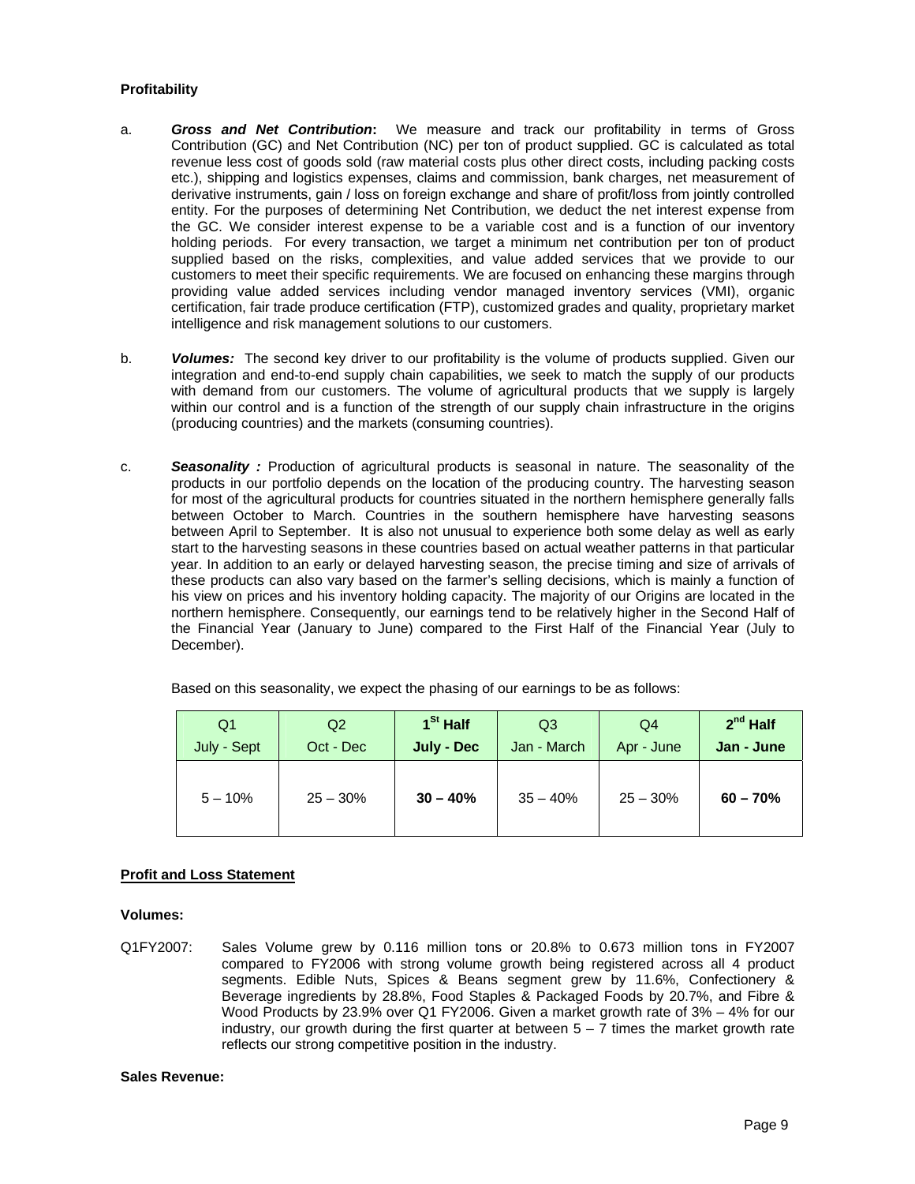**Profitability**

a. ***Gross and Net Contribution*:** We measure and track our profitability in terms of Gross Contribution (GC) and Net Contribution (NC) per ton of product supplied. GC is calculated as total revenue less cost of goods sold (raw material costs plus other direct costs, including packing costs etc.), shipping and logistics expenses, claims and commission, bank charges, net measurement of derivative instruments, gain / loss on foreign exchange and share of profit/loss from jointly controlled entity. For the purposes of determining Net Contribution, we deduct the net interest expense from the GC. We consider interest expense to be a variable cost and is a function of our inventory holding periods. For every transaction, we target a minimum net contribution per ton of product supplied based on the risks, complexities, and value added services that we provide to our customers to meet their specific requirements. We are focused on enhancing these margins through providing value added services including vendor managed inventory services (VMI), organic certification, fair trade produce certification (FTP), customized grades and quality, proprietary market intelligence and risk management solutions to our customers.

b. ***Volumes:*** The second key driver to our profitability is the volume of products supplied. Given our integration and end-to-end supply chain capabilities, we seek to match the supply of our products with demand from our customers. The volume of agricultural products that we supply is largely within our control and is a function of the strength of our supply chain infrastructure in the origins (producing countries) and the markets (consuming countries).

c. ***Seasonality :*** Production of agricultural products is seasonal in nature. The seasonality of the products in our portfolio depends on the location of the producing country. The harvesting season for most of the agricultural products for countries situated in the northern hemisphere generally falls between October to March. Countries in the southern hemisphere have harvesting seasons between April to September. It is also not unusual to experience both some delay as well as early start to the harvesting seasons in these countries based on actual weather patterns in that particular year. In addition to an early or delayed harvesting season, the precise timing and size of arrivals of these products can also vary based on the farmer's selling decisions, which is mainly a function of his view on prices and his inventory holding capacity. The majority of our Origins are located in the northern hemisphere. Consequently, our earnings tend to be relatively higher in the Second Half of the Financial Year (January to June) compared to the First Half of the Financial Year (July to December).

Based on this seasonality, we expect the phasing of our earnings to be as follows:

| Q1 July - Sept | Q2 Oct - Dec | **1st Half July - Dec** | Q3 Jan - March | Q4 Apr - June | **2nd Half Jan - June** |
|---|---|---|---|---|---|
| 5 – 10% | 25 – 30% | **30 – 40%** | 35 – 40% | 25 – 30% | **60 – 70%** |

**Profit and Loss Statement**

**Volumes:**

Q1FY2007: Sales Volume grew by 0.116 million tons or 20.8% to 0.673 million tons in FY2007 compared to FY2006 with strong volume growth being registered across all 4 product segments. Edible Nuts, Spices & Beans segment grew by 11.6%, Confectionery & Beverage ingredients by 28.8%, Food Staples & Packaged Foods by 20.7%, and Fibre & Wood Products by 23.9% over Q1 FY2006. Given a market growth rate of 3% – 4% for our industry, our growth during the first quarter at between 5 – 7 times the market growth rate reflects our strong competitive position in the industry.

**Sales Revenue:**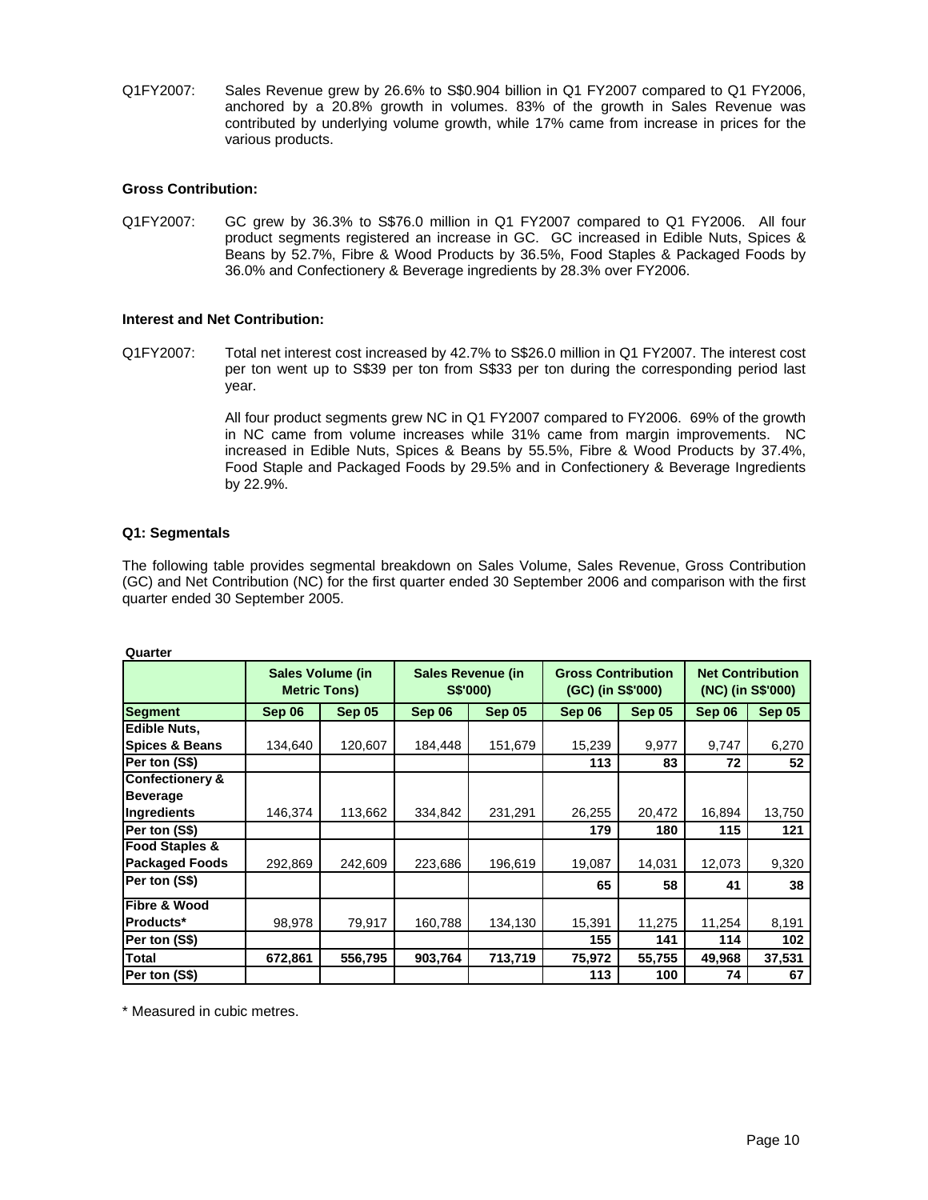Q1FY2007: Sales Revenue grew by 26.6% to S$0.904 billion in Q1 FY2007 compared to Q1 FY2006, anchored by a 20.8% growth in volumes. 83% of the growth in Sales Revenue was contributed by underlying volume growth, while 17% came from increase in prices for the various products.

**Gross Contribution:**

Q1FY2007: GC grew by 36.3% to S$76.0 million in Q1 FY2007 compared to Q1 FY2006. All four product segments registered an increase in GC. GC increased in Edible Nuts, Spices & Beans by 52.7%, Fibre & Wood Products by 36.5%, Food Staples & Packaged Foods by 36.0% and Confectionery & Beverage ingredients by 28.3% over FY2006.

**Interest and Net Contribution:**

Q1FY2007: Total net interest cost increased by 42.7% to S$26.0 million in Q1 FY2007. The interest cost per ton went up to S$39 per ton from S$33 per ton during the corresponding period last year.

All four product segments grew NC in Q1 FY2007 compared to FY2006. 69% of the growth in NC came from volume increases while 31% came from margin improvements. NC increased in Edible Nuts, Spices & Beans by 55.5%, Fibre & Wood Products by 37.4%, Food Staple and Packaged Foods by 29.5% and in Confectionery & Beverage Ingredients by 22.9%.

**Q1: Segmentals**

The following table provides segmental breakdown on Sales Volume, Sales Revenue, Gross Contribution (GC) and Net Contribution (NC) for the first quarter ended 30 September 2006 and comparison with the first quarter ended 30 September 2005.

**Quarter**

| | Sales Volume (in Metric Tons) | | Sales Revenue (in S$'000) | | Gross Contribution (GC) (in S$'000) | | Net Contribution (NC) (in S$'000) | |
|---|---|---|---|---|---|---|---|---|
| **Segment** | **Sep 06** | **Sep 05** | **Sep 06** | **Sep 05** | **Sep 06** | **Sep 05** | **Sep 06** | **Sep 05** |
| **Edible Nuts, Spices & Beans** | 134,640 | 120,607 | 184,448 | 151,679 | 15,239 | 9,977 | 9,747 | 6,270 |
| **Per ton (S$)** | | | | | **113** | **83** | **72** | **52** |
| **Confectionery & Beverage Ingredients** | 146,374 | 113,662 | 334,842 | 231,291 | 26,255 | 20,472 | 16,894 | 13,750 |
| **Per ton (S$)** | | | | | **179** | **180** | **115** | **121** |
| **Food Staples & Packaged Foods** | 292,869 | 242,609 | 223,686 | 196,619 | 19,087 | 14,031 | 12,073 | 9,320 |
| **Per ton (S$)** | | | | | **65** | **58** | **41** | **38** |
| **Fibre & Wood Products*** | 98,978 | 79,917 | 160,788 | 134,130 | 15,391 | 11,275 | 11,254 | 8,191 |
| **Per ton (S$)** | | | | | **155** | **141** | **114** | **102** |
| **Total** | **672,861** | **556,795** | **903,764** | **713,719** | **75,972** | **55,755** | **49,968** | **37,531** |
| **Per ton (S$)** | | | | | **113** | **100** | **74** | **67** |

* Measured in cubic metres.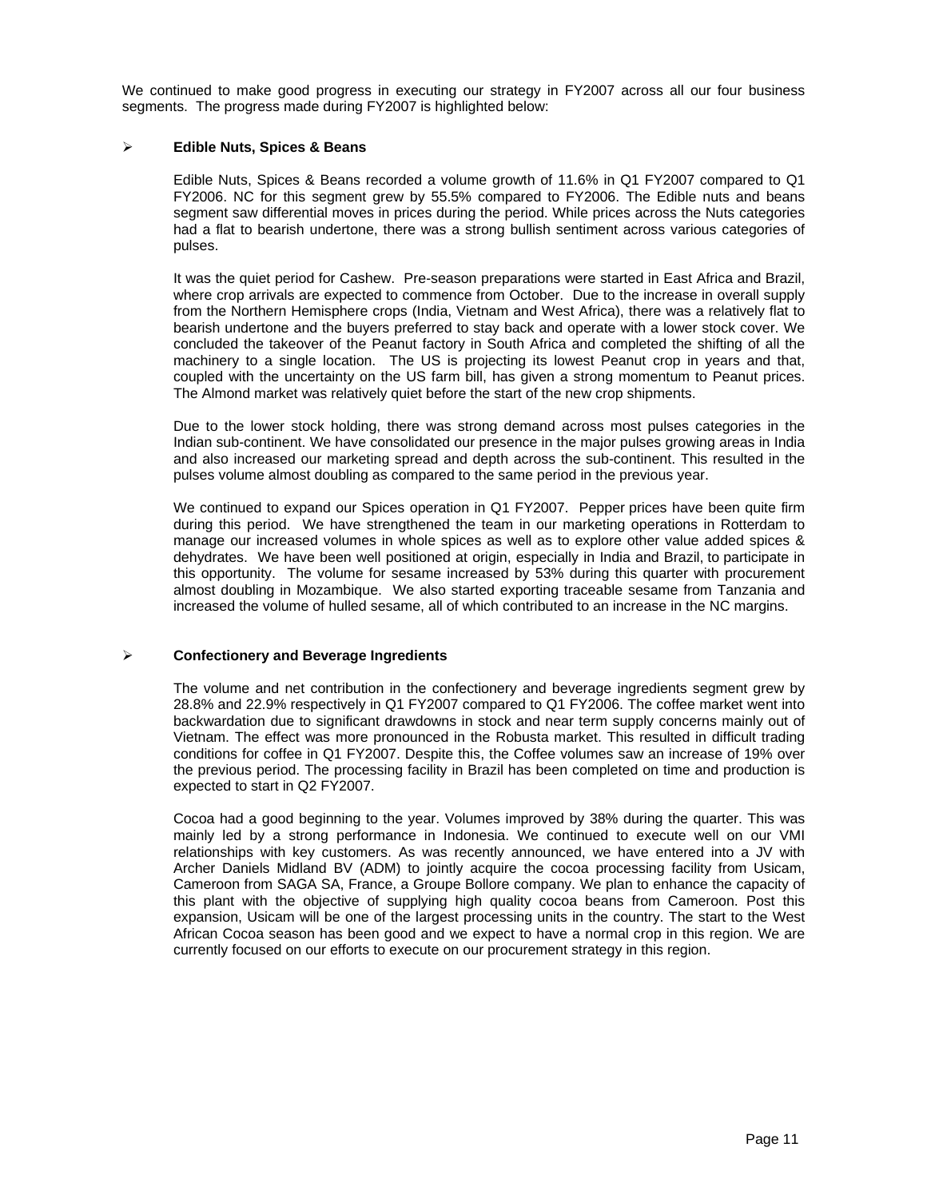We continued to make good progress in executing our strategy in FY2007 across all our four business segments. The progress made during FY2007 is highlighted below:

- **Edible Nuts, Spices & Beans**

  Edible Nuts, Spices & Beans recorded a volume growth of 11.6% in Q1 FY2007 compared to Q1 FY2006. NC for this segment grew by 55.5% compared to FY2006. The Edible nuts and beans segment saw differential moves in prices during the period. While prices across the Nuts categories had a flat to bearish undertone, there was a strong bullish sentiment across various categories of pulses.

  It was the quiet period for Cashew. Pre-season preparations were started in East Africa and Brazil, where crop arrivals are expected to commence from October. Due to the increase in overall supply from the Northern Hemisphere crops (India, Vietnam and West Africa), there was a relatively flat to bearish undertone and the buyers preferred to stay back and operate with a lower stock cover. We concluded the takeover of the Peanut factory in South Africa and completed the shifting of all the machinery to a single location. The US is projecting its lowest Peanut crop in years and that, coupled with the uncertainty on the US farm bill, has given a strong momentum to Peanut prices. The Almond market was relatively quiet before the start of the new crop shipments.

  Due to the lower stock holding, there was strong demand across most pulses categories in the Indian sub-continent. We have consolidated our presence in the major pulses growing areas in India and also increased our marketing spread and depth across the sub-continent. This resulted in the pulses volume almost doubling as compared to the same period in the previous year.

  We continued to expand our Spices operation in Q1 FY2007. Pepper prices have been quite firm during this period. We have strengthened the team in our marketing operations in Rotterdam to manage our increased volumes in whole spices as well as to explore other value added spices & dehydrates. We have been well positioned at origin, especially in India and Brazil, to participate in this opportunity. The volume for sesame increased by 53% during this quarter with procurement almost doubling in Mozambique. We also started exporting traceable sesame from Tanzania and increased the volume of hulled sesame, all of which contributed to an increase in the NC margins.

- **Confectionery and Beverage Ingredients**

  The volume and net contribution in the confectionery and beverage ingredients segment grew by 28.8% and 22.9% respectively in Q1 FY2007 compared to Q1 FY2006. The coffee market went into backwardation due to significant drawdowns in stock and near term supply concerns mainly out of Vietnam. The effect was more pronounced in the Robusta market. This resulted in difficult trading conditions for coffee in Q1 FY2007. Despite this, the Coffee volumes saw an increase of 19% over the previous period. The processing facility in Brazil has been completed on time and production is expected to start in Q2 FY2007.

  Cocoa had a good beginning to the year. Volumes improved by 38% during the quarter. This was mainly led by a strong performance in Indonesia. We continued to execute well on our VMI relationships with key customers. As was recently announced, we have entered into a JV with Archer Daniels Midland BV (ADM) to jointly acquire the cocoa processing facility from Usicam, Cameroon from SAGA SA, France, a Groupe Bollore company. We plan to enhance the capacity of this plant with the objective of supplying high quality cocoa beans from Cameroon. Post this expansion, Usicam will be one of the largest processing units in the country. The start to the West African Cocoa season has been good and we expect to have a normal crop in this region. We are currently focused on our efforts to execute on our procurement strategy in this region.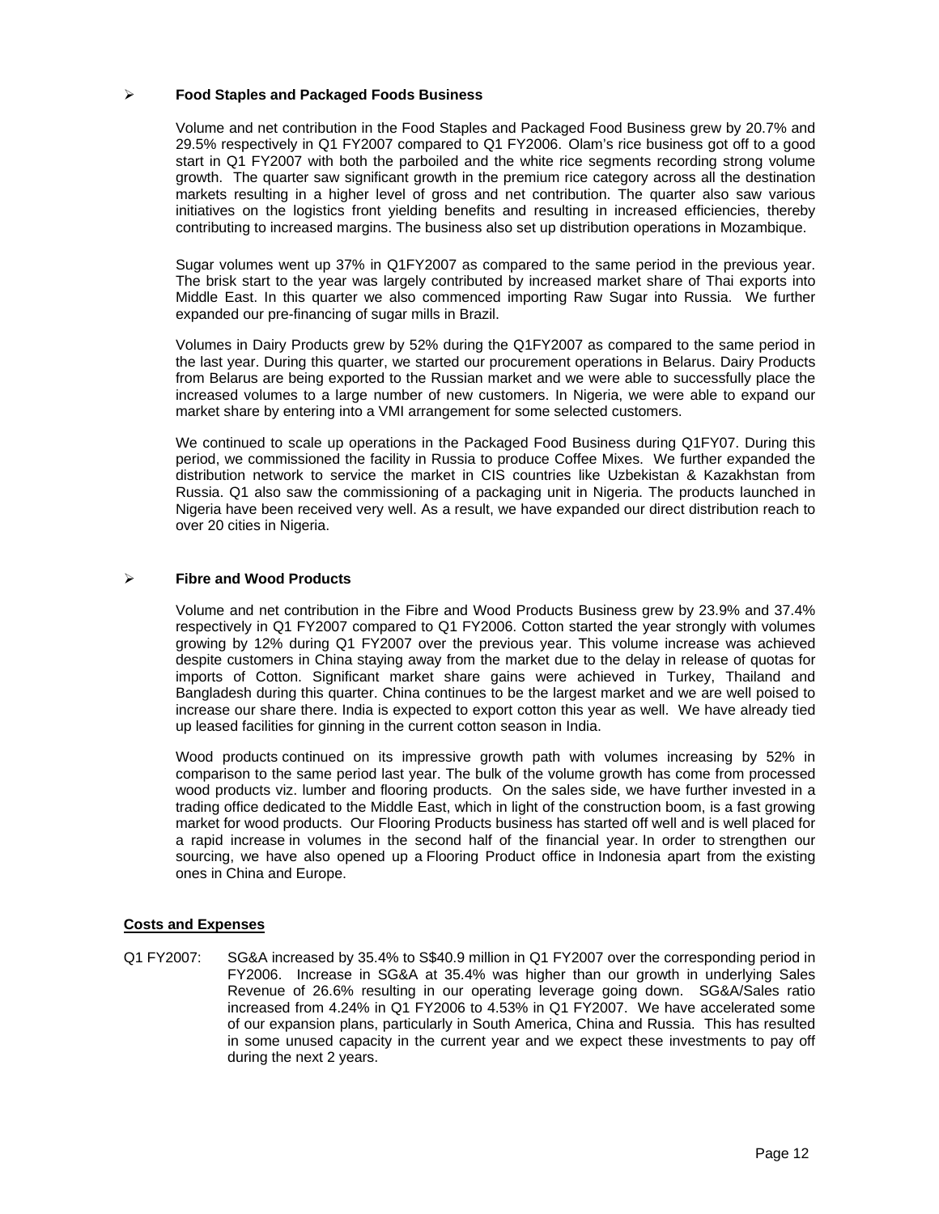- **Food Staples and Packaged Foods Business**

  Volume and net contribution in the Food Staples and Packaged Food Business grew by 20.7% and 29.5% respectively in Q1 FY2007 compared to Q1 FY2006. Olam's rice business got off to a good start in Q1 FY2007 with both the parboiled and the white rice segments recording strong volume growth. The quarter saw significant growth in the premium rice category across all the destination markets resulting in a higher level of gross and net contribution. The quarter also saw various initiatives on the logistics front yielding benefits and resulting in increased efficiencies, thereby contributing to increased margins. The business also set up distribution operations in Mozambique.

  Sugar volumes went up 37% in Q1FY2007 as compared to the same period in the previous year. The brisk start to the year was largely contributed by increased market share of Thai exports into Middle East. In this quarter we also commenced importing Raw Sugar into Russia. We further expanded our pre-financing of sugar mills in Brazil.

  Volumes in Dairy Products grew by 52% during the Q1FY2007 as compared to the same period in the last year. During this quarter, we started our procurement operations in Belarus. Dairy Products from Belarus are being exported to the Russian market and we were able to successfully place the increased volumes to a large number of new customers. In Nigeria, we were able to expand our market share by entering into a VMI arrangement for some selected customers.

  We continued to scale up operations in the Packaged Food Business during Q1FY07. During this period, we commissioned the facility in Russia to produce Coffee Mixes. We further expanded the distribution network to service the market in CIS countries like Uzbekistan & Kazakhstan from Russia. Q1 also saw the commissioning of a packaging unit in Nigeria. The products launched in Nigeria have been received very well. As a result, we have expanded our direct distribution reach to over 20 cities in Nigeria.

- **Fibre and Wood Products**

  Volume and net contribution in the Fibre and Wood Products Business grew by 23.9% and 37.4% respectively in Q1 FY2007 compared to Q1 FY2006. Cotton started the year strongly with volumes growing by 12% during Q1 FY2007 over the previous year. This volume increase was achieved despite customers in China staying away from the market due to the delay in release of quotas for imports of Cotton. Significant market share gains were achieved in Turkey, Thailand and Bangladesh during this quarter. China continues to be the largest market and we are well poised to increase our share there. India is expected to export cotton this year as well. We have already tied up leased facilities for ginning in the current cotton season in India.

  Wood products continued on its impressive growth path with volumes increasing by 52% in comparison to the same period last year. The bulk of the volume growth has come from processed wood products viz. lumber and flooring products. On the sales side, we have further invested in a trading office dedicated to the Middle East, which in light of the construction boom, is a fast growing market for wood products. Our Flooring Products business has started off well and is well placed for a rapid increase in volumes in the second half of the financial year. In order to strengthen our sourcing, we have also opened up a Flooring Product office in Indonesia apart from the existing ones in China and Europe.

**Costs and Expenses**

Q1 FY2007: SG&A increased by 35.4% to S$40.9 million in Q1 FY2007 over the corresponding period in FY2006. Increase in SG&A at 35.4% was higher than our growth in underlying Sales Revenue of 26.6% resulting in our operating leverage going down. SG&A/Sales ratio increased from 4.24% in Q1 FY2006 to 4.53% in Q1 FY2007. We have accelerated some of our expansion plans, particularly in South America, China and Russia. This has resulted in some unused capacity in the current year and we expect these investments to pay off during the next 2 years.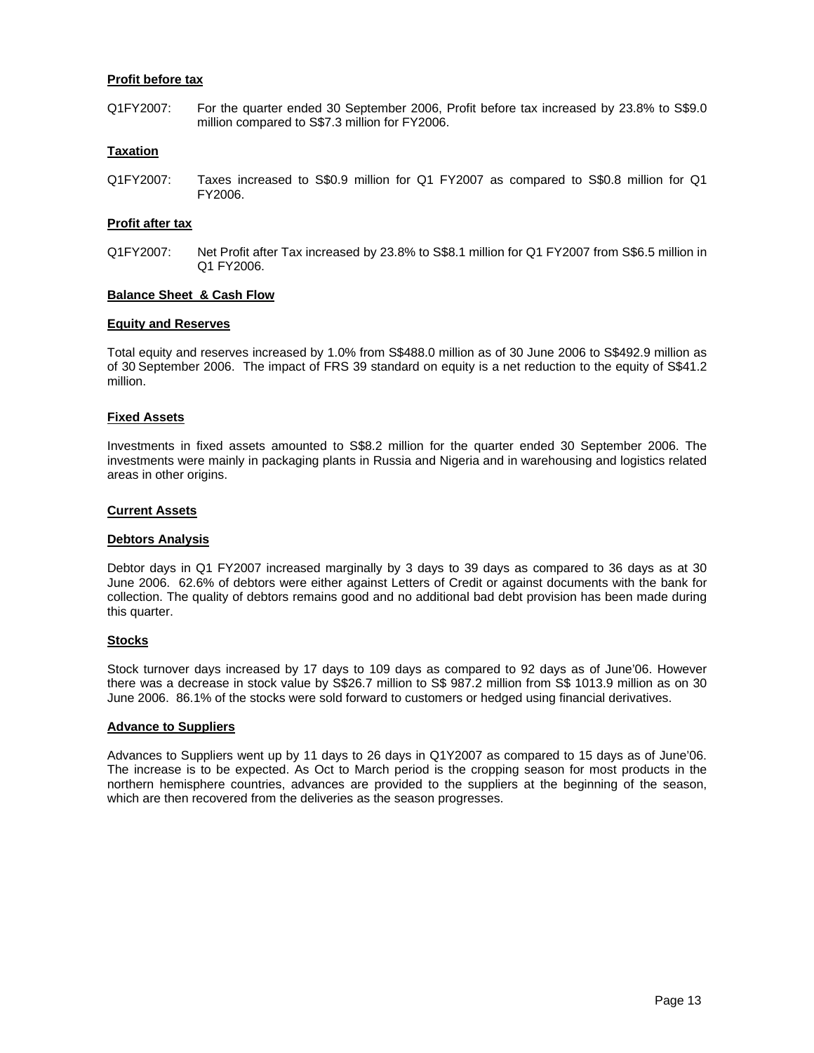**Profit before tax**

Q1FY2007: For the quarter ended 30 September 2006, Profit before tax increased by 23.8% to S$9.0 million compared to S$7.3 million for FY2006.

**Taxation**

Q1FY2007: Taxes increased to S$0.9 million for Q1 FY2007 as compared to S$0.8 million for Q1 FY2006.

**Profit after tax**

Q1FY2007: Net Profit after Tax increased by 23.8% to S$8.1 million for Q1 FY2007 from S$6.5 million in Q1 FY2006.

**Balance Sheet & Cash Flow**

**Equity and Reserves**

Total equity and reserves increased by 1.0% from S$488.0 million as of 30 June 2006 to S$492.9 million as of 30 September 2006. The impact of FRS 39 standard on equity is a net reduction to the equity of S$41.2 million.

**Fixed Assets**

Investments in fixed assets amounted to S$8.2 million for the quarter ended 30 September 2006. The investments were mainly in packaging plants in Russia and Nigeria and in warehousing and logistics related areas in other origins.

**Current Assets**

**Debtors Analysis**

Debtor days in Q1 FY2007 increased marginally by 3 days to 39 days as compared to 36 days as at 30 June 2006. 62.6% of debtors were either against Letters of Credit or against documents with the bank for collection. The quality of debtors remains good and no additional bad debt provision has been made during this quarter.

**Stocks**

Stock turnover days increased by 17 days to 109 days as compared to 92 days as of June'06. However there was a decrease in stock value by S$26.7 million to S$ 987.2 million from S$ 1013.9 million as on 30 June 2006. 86.1% of the stocks were sold forward to customers or hedged using financial derivatives.

**Advance to Suppliers**

Advances to Suppliers went up by 11 days to 26 days in Q1Y2007 as compared to 15 days as of June'06. The increase is to be expected. As Oct to March period is the cropping season for most products in the northern hemisphere countries, advances are provided to the suppliers at the beginning of the season, which are then recovered from the deliveries as the season progresses.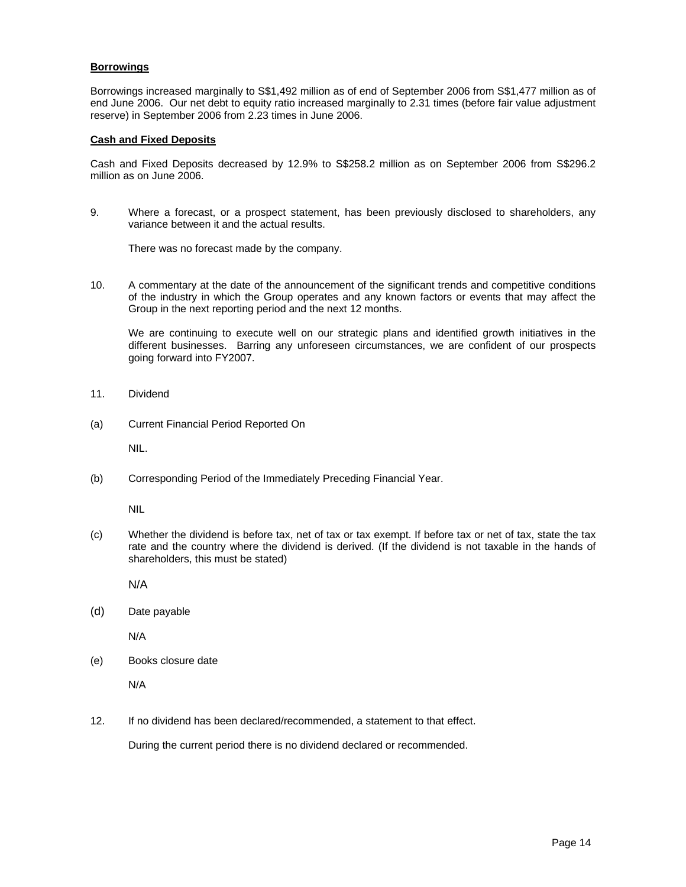**Borrowings**

Borrowings increased marginally to S$1,492 million as of end of September 2006 from S$1,477 million as of end June 2006. Our net debt to equity ratio increased marginally to 2.31 times (before fair value adjustment reserve) in September 2006 from 2.23 times in June 2006.

**Cash and Fixed Deposits**

Cash and Fixed Deposits decreased by 12.9% to S$258.2 million as on September 2006 from S$296.2 million as on June 2006.

9. Where a forecast, or a prospect statement, has been previously disclosed to shareholders, any variance between it and the actual results.

   There was no forecast made by the company.

10. A commentary at the date of the announcement of the significant trends and competitive conditions of the industry in which the Group operates and any known factors or events that may affect the Group in the next reporting period and the next 12 months.

    We are continuing to execute well on our strategic plans and identified growth initiatives in the different businesses. Barring any unforeseen circumstances, we are confident of our prospects going forward into FY2007.

11. Dividend

(a) Current Financial Period Reported On

    NIL.

(b) Corresponding Period of the Immediately Preceding Financial Year.

    NIL

(c) Whether the dividend is before tax, net of tax or tax exempt. If before tax or net of tax, state the tax rate and the country where the dividend is derived. (If the dividend is not taxable in the hands of shareholders, this must be stated)

    N/A

(d) Date payable

    N/A

(e) Books closure date

    N/A

12. If no dividend has been declared/recommended, a statement to that effect.

    During the current period there is no dividend declared or recommended.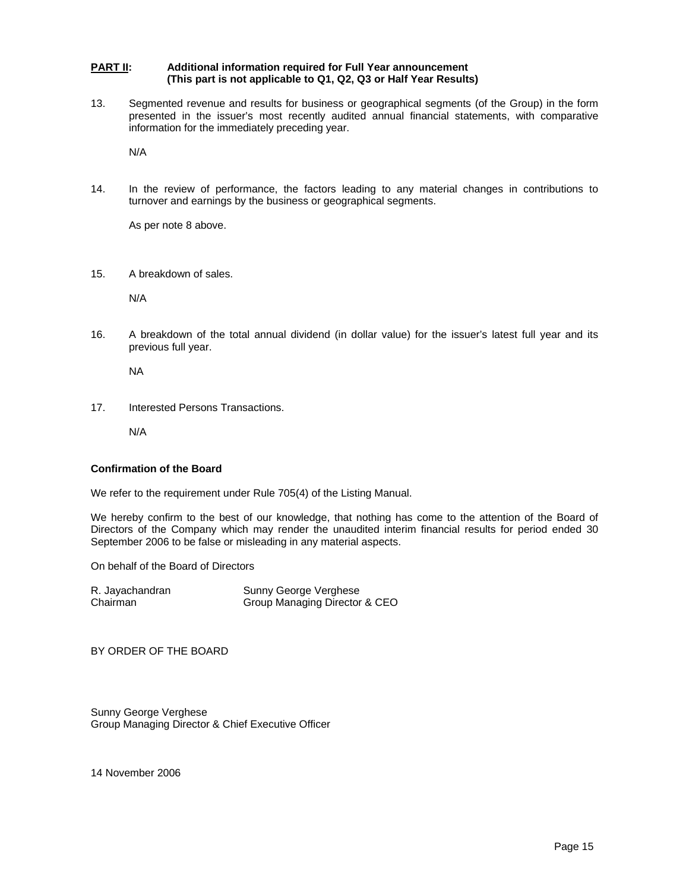**PART II:** **Additional information required for Full Year announcement (This part is not applicable to Q1, Q2, Q3 or Half Year Results)**

13. Segmented revenue and results for business or geographical segments (of the Group) in the form presented in the issuer's most recently audited annual financial statements, with comparative information for the immediately preceding year.

    N/A

14. In the review of performance, the factors leading to any material changes in contributions to turnover and earnings by the business or geographical segments.

    As per note 8 above.

15. A breakdown of sales.

    N/A

16. A breakdown of the total annual dividend (in dollar value) for the issuer's latest full year and its previous full year.

    NA

17. Interested Persons Transactions.

    N/A

**Confirmation of the Board**

We refer to the requirement under Rule 705(4) of the Listing Manual.

We hereby confirm to the best of our knowledge, that nothing has come to the attention of the Board of Directors of the Company which may render the unaudited interim financial results for period ended 30 September 2006 to be false or misleading in any material aspects.

On behalf of the Board of Directors

| R. Jayachandran | Sunny George Verghese |
|---|---|
| Chairman | Group Managing Director & CEO |

BY ORDER OF THE BOARD

Sunny George Verghese
Group Managing Director & Chief Executive Officer

14 November 2006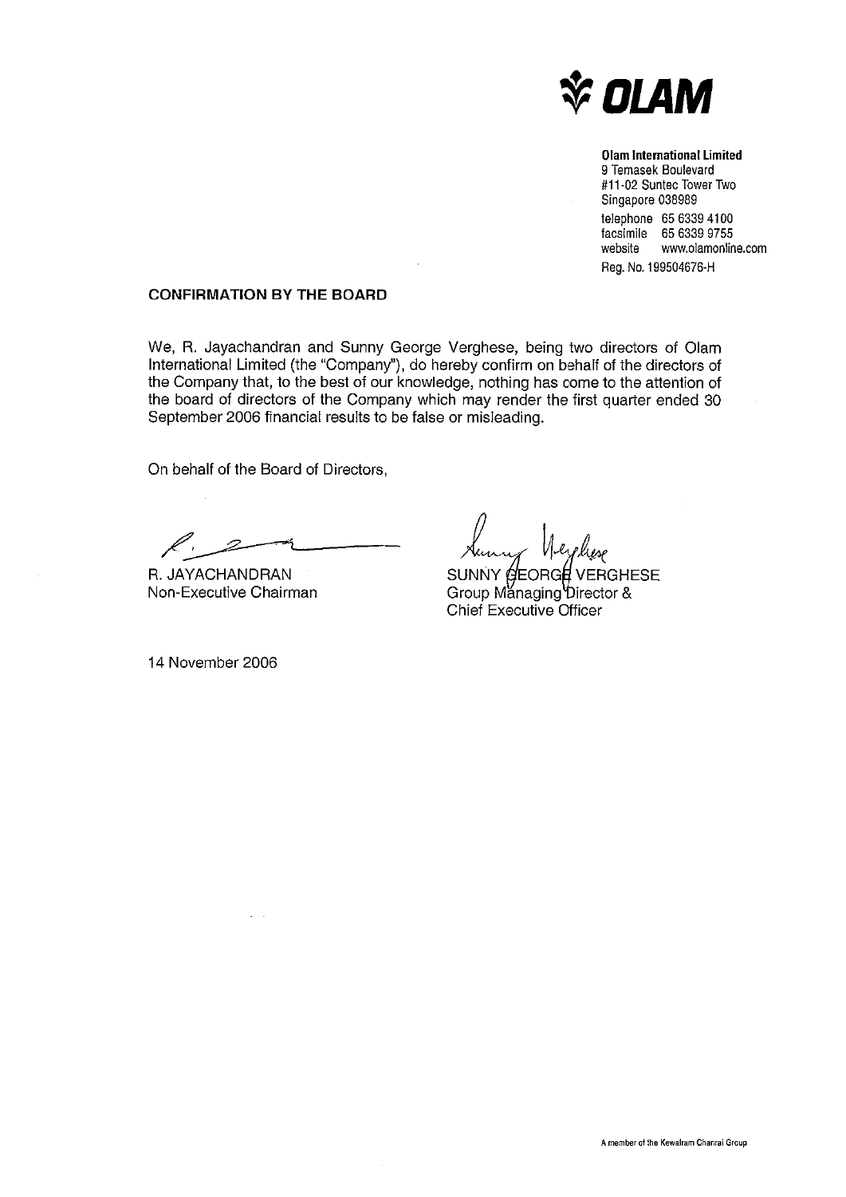**OLAM**

**Olam International Limited**
9 Temasek Boulevard
#11-02 Suntec Tower Two
Singapore 038989
telephone 65 6339 4100
facsimile 65 6339 9755
website www.olamonline.com
Reg. No. 199504676-H

**CONFIRMATION BY THE BOARD**

We, R. Jayachandran and Sunny George Verghese, being two directors of Olam International Limited (the "Company"), do hereby confirm on behalf of the directors of the Company that, to the best of our knowledge, nothing has come to the attention of the board of directors of the Company which may render the first quarter ended 30 September 2006 financial results to be false or misleading.

On behalf of the Board of Directors,

R. JAYACHANDRAN
Non-Executive Chairman

SUNNY GEORGE VERGHESE
Group Managing Director &
Chief Executive Officer

14 November 2006

A member of the Kewalram Chanrai Group